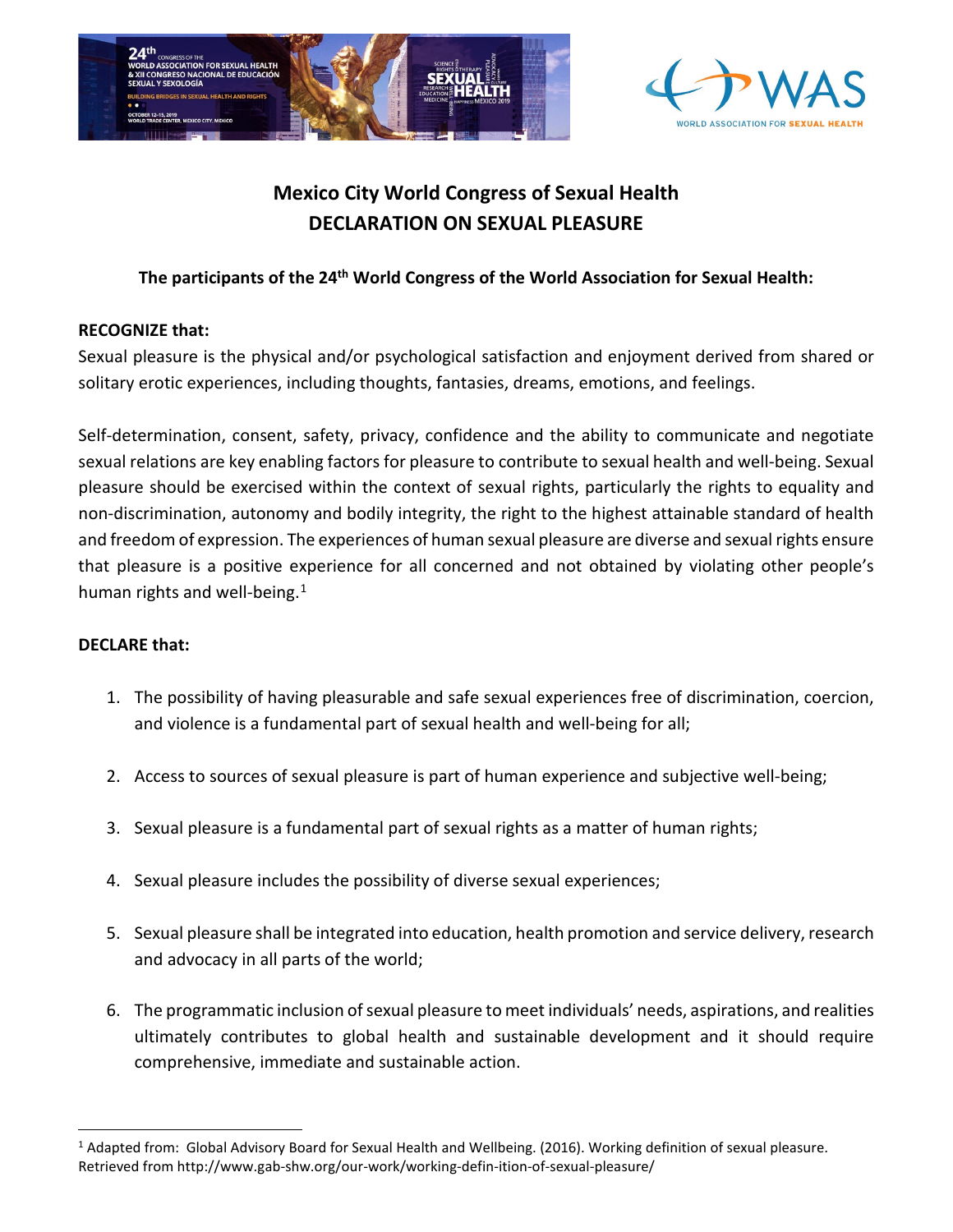# Mexico City World Congress of Sexual Health
# DECLARATION ON SEXUAL PLEASURE

**The participants of the 24th World Congress of the World Association for Sexual Health:**

**RECOGNIZE that:**

Sexual pleasure is the physical and/or psychological satisfaction and enjoyment derived from shared or solitary erotic experiences, including thoughts, fantasies, dreams, emotions, and feelings.

Self-determination, consent, safety, privacy, confidence and the ability to communicate and negotiate sexual relations are key enabling factors for pleasure to contribute to sexual health and well-being. Sexual pleasure should be exercised within the context of sexual rights, particularly the rights to equality and non-discrimination, autonomy and bodily integrity, the right to the highest attainable standard of health and freedom of expression. The experiences of human sexual pleasure are diverse and sexual rights ensure that pleasure is a positive experience for all concerned and not obtained by violating other people's human rights and well-being.[1]

**DECLARE that:**

1. The possibility of having pleasurable and safe sexual experiences free of discrimination, coercion, and violence is a fundamental part of sexual health and well-being for all;
2. Access to sources of sexual pleasure is part of human experience and subjective well-being;
3. Sexual pleasure is a fundamental part of sexual rights as a matter of human rights;
4. Sexual pleasure includes the possibility of diverse sexual experiences;
5. Sexual pleasure shall be integrated into education, health promotion and service delivery, research and advocacy in all parts of the world;
6. The programmatic inclusion of sexual pleasure to meet individuals' needs, aspirations, and realities ultimately contributes to global health and sustainable development and it should require comprehensive, immediate and sustainable action.

---

[1] Adapted from: Global Advisory Board for Sexual Health and Wellbeing. (2016). Working definition of sexual pleasure. Retrieved from http://www.gab-shw.org/our-work/working-defin-ition-of-sexual-pleasure/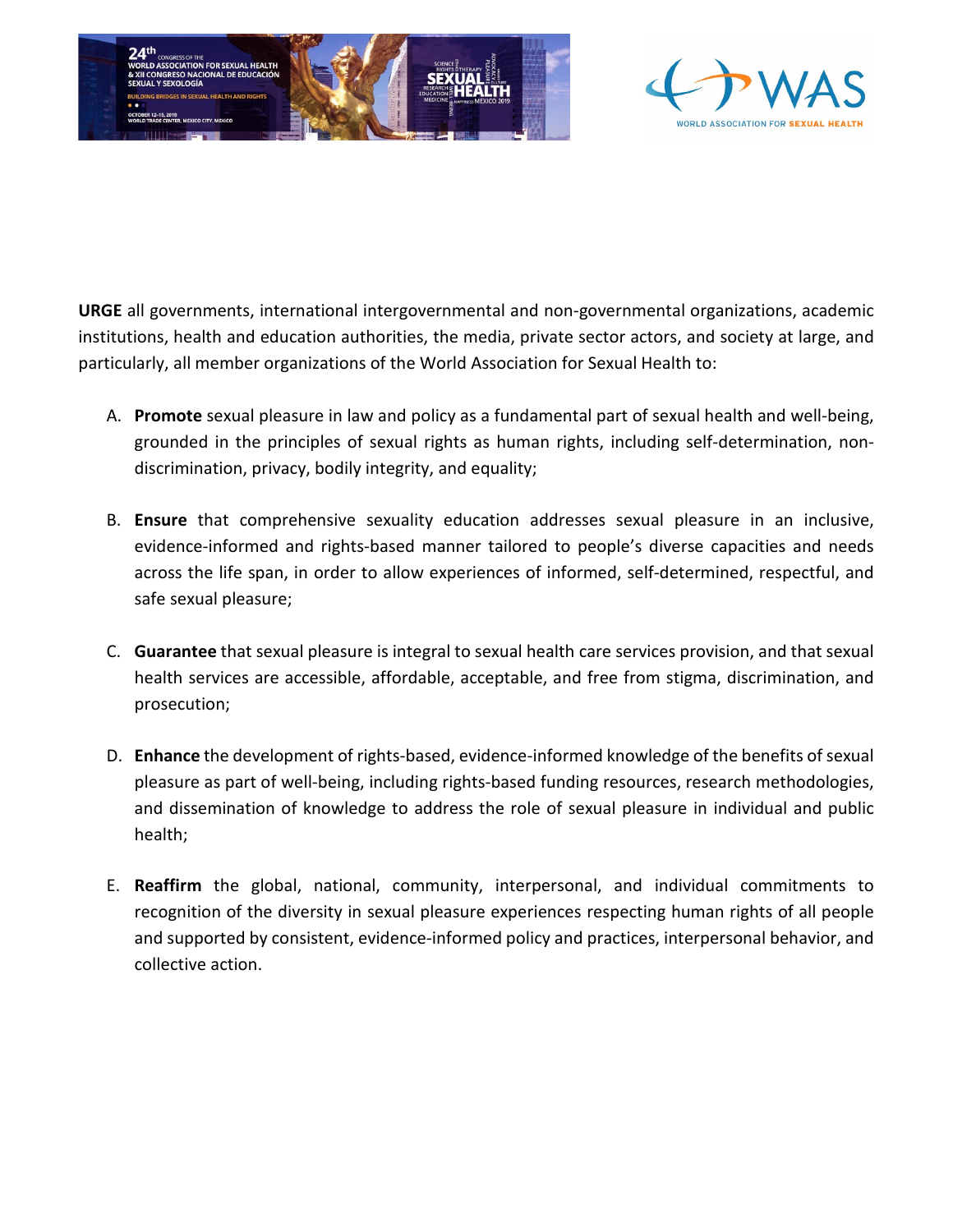**URGE** all governments, international intergovernmental and non-governmental organizations, academic institutions, health and education authorities, the media, private sector actors, and society at large, and particularly, all member organizations of the World Association for Sexual Health to:

A. **Promote** sexual pleasure in law and policy as a fundamental part of sexual health and well-being, grounded in the principles of sexual rights as human rights, including self-determination, non-discrimination, privacy, bodily integrity, and equality;

B. **Ensure** that comprehensive sexuality education addresses sexual pleasure in an inclusive, evidence-informed and rights-based manner tailored to people's diverse capacities and needs across the life span, in order to allow experiences of informed, self-determined, respectful, and safe sexual pleasure;

C. **Guarantee** that sexual pleasure is integral to sexual health care services provision, and that sexual health services are accessible, affordable, acceptable, and free from stigma, discrimination, and prosecution;

D. **Enhance** the development of rights-based, evidence-informed knowledge of the benefits of sexual pleasure as part of well-being, including rights-based funding resources, research methodologies, and dissemination of knowledge to address the role of sexual pleasure in individual and public health;

E. **Reaffirm** the global, national, community, interpersonal, and individual commitments to recognition of the diversity in sexual pleasure experiences respecting human rights of all people and supported by consistent, evidence-informed policy and practices, interpersonal behavior, and collective action.